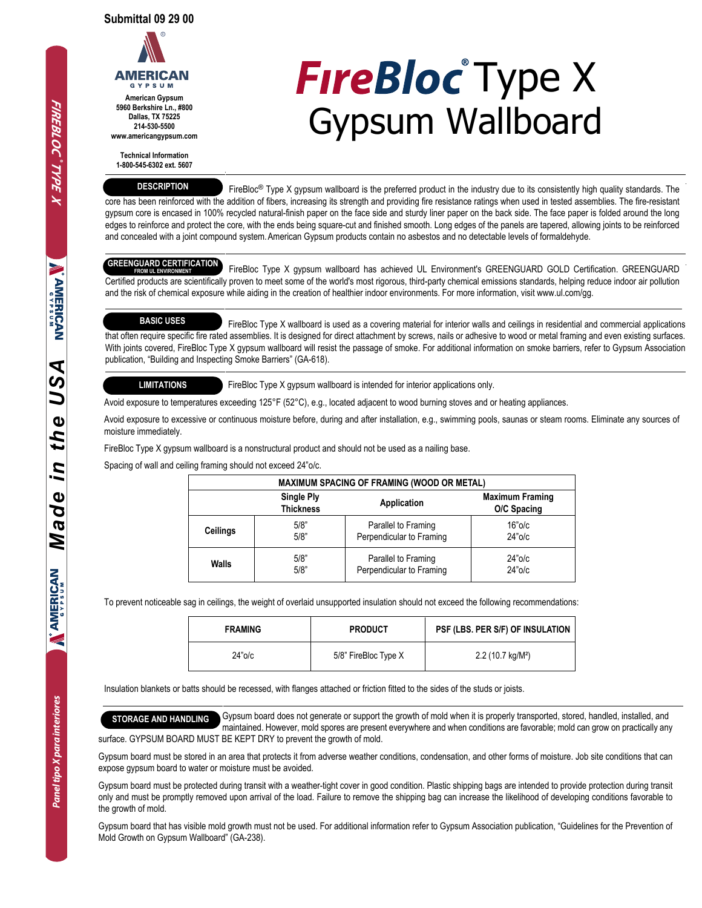**Submittal 09 29 00**

**AMERICAN GYPSUM**

**American Gypsum**
**5960 Berkshire Ln., #800**
**Dallas, TX 75225**
**214-530-5500**
**www.americangypsum.com**

**Technical Information**
**1-800-545-6302 ext. 5607**

# FireBloc® Type X Gypsum Wallboard

## DESCRIPTION

FireBloc® Type X gypsum wallboard is the preferred product in the industry due to its consistently high quality standards. The core has been reinforced with the addition of fibers, increasing its strength and providing fire resistance ratings when used in tested assemblies. The fire-resistant gypsum core is encased in 100% recycled natural-finish paper on the face side and sturdy liner paper on the back side. The face paper is folded around the long edges to reinforce and protect the core, with the ends being square-cut and finished smooth. Long edges of the panels are tapered, allowing joints to be reinforced and concealed with a joint compound system. American Gypsum products contain no asbestos and no detectable levels of formaldehyde.

## GREENGUARD CERTIFICATION FROM UL ENVIRONMENT

FireBloc Type X gypsum wallboard has achieved UL Environment's GREENGUARD GOLD Certification. GREENGUARD Certified products are scientifically proven to meet some of the world's most rigorous, third-party chemical emissions standards, helping reduce indoor air pollution and the risk of chemical exposure while aiding in the creation of healthier indoor environments. For more information, visit www.ul.com/gg.

## BASIC USES

FireBloc Type X wallboard is used as a covering material for interior walls and ceilings in residential and commercial applications that often require specific fire rated assemblies. It is designed for direct attachment by screws, nails or adhesive to wood or metal framing and even existing surfaces. With joints covered, FireBloc Type X gypsum wallboard will resist the passage of smoke. For additional information on smoke barriers, refer to Gypsum Association publication, "Building and Inspecting Smoke Barriers" (GA-618).

## LIMITATIONS

FireBloc Type X gypsum wallboard is intended for interior applications only.

Avoid exposure to temperatures exceeding 125°F (52°C), e.g., located adjacent to wood burning stoves and or heating appliances.

Avoid exposure to excessive or continuous moisture before, during and after installation, e.g., swimming pools, saunas or steam rooms. Eliminate any sources of moisture immediately.

FireBloc Type X gypsum wallboard is a nonstructural product and should not be used as a nailing base.

Spacing of wall and ceiling framing should not exceed 24"o/c.

| MAXIMUM SPACING OF FRAMING (WOOD OR METAL) | | | |
|---|---|---|---|
| | **Single Ply Thickness** | **Application** | **Maximum Framing O/C Spacing** |
| **Ceilings** | 5/8"<br>5/8" | Parallel to Framing<br>Perpendicular to Framing | 16"o/c<br>24"o/c |
| **Walls** | 5/8"<br>5/8" | Parallel to Framing<br>Perpendicular to Framing | 24"o/c<br>24"o/c |

To prevent noticeable sag in ceilings, the weight of overlaid unsupported insulation should not exceed the following recommendations:

| FRAMING | PRODUCT | PSF (LBS. PER S/F) OF INSULATION |
|---|---|---|
| 24"o/c | 5/8" FireBloc Type X | 2.2 (10.7 kg/M²) |

Insulation blankets or batts should be recessed, with flanges attached or friction fitted to the sides of the studs or joists.

## STORAGE AND HANDLING

Gypsum board does not generate or support the growth of mold when it is properly transported, stored, handled, installed, and maintained. However, mold spores are present everywhere and when conditions are favorable; mold can grow on practically any surface. GYPSUM BOARD MUST BE KEPT DRY to prevent the growth of mold.

Gypsum board must be stored in an area that protects it from adverse weather conditions, condensation, and other forms of moisture. Job site conditions that can expose gypsum board to water or moisture must be avoided.

Gypsum board must be protected during transit with a weather-tight cover in good condition. Plastic shipping bags are intended to provide protection during transit only and must be promptly removed upon arrival of the load. Failure to remove the shipping bag can increase the likelihood of developing conditions favorable to the growth of mold.

Gypsum board that has visible mold growth must not be used. For additional information refer to Gypsum Association publication, "Guidelines for the Prevention of Mold Growth on Gypsum Wallboard" (GA-238).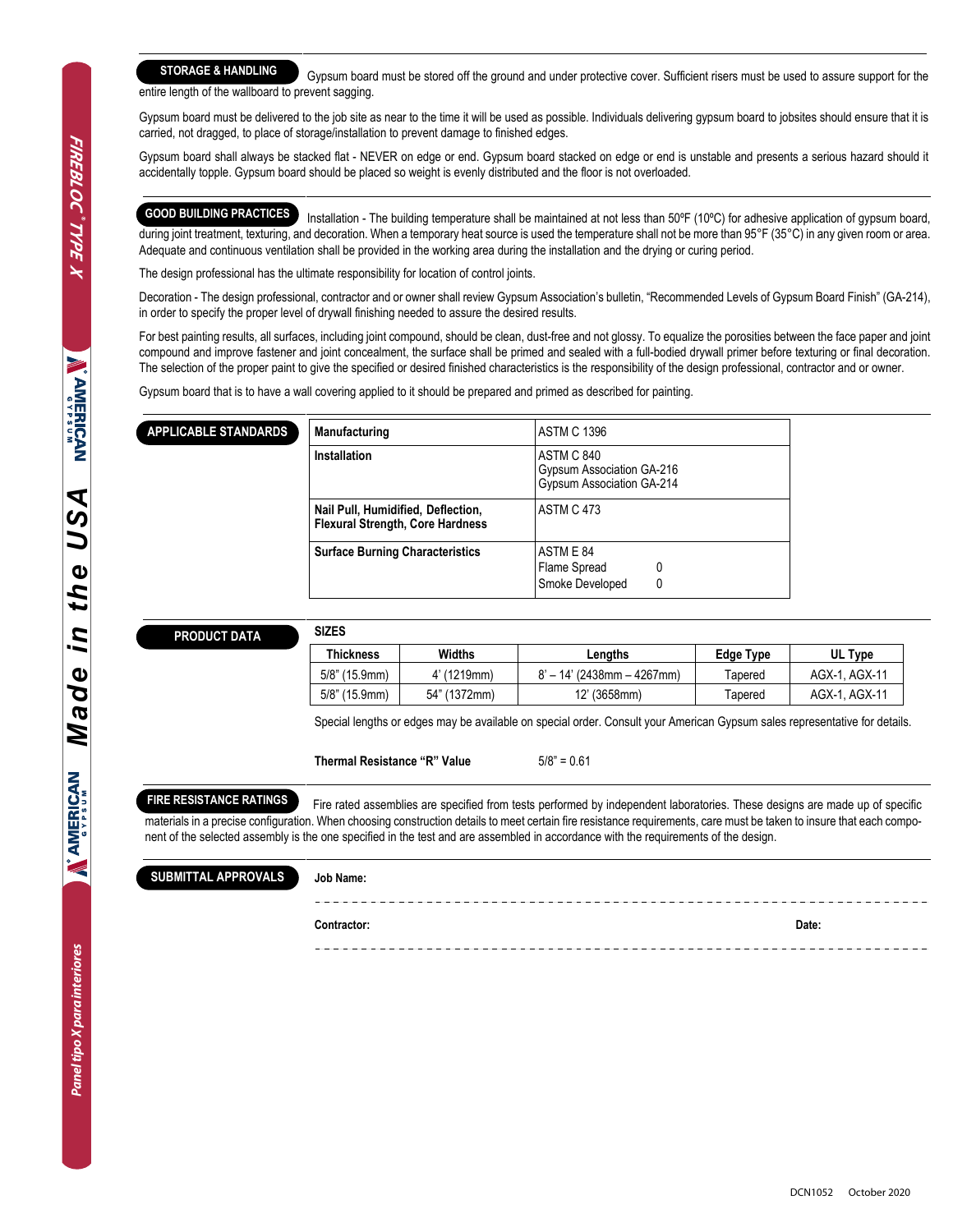## STORAGE & HANDLING

Gypsum board must be stored off the ground and under protective cover. Sufficient risers must be used to assure support for the entire length of the wallboard to prevent sagging.

Gypsum board must be delivered to the job site as near to the time it will be used as possible. Individuals delivering gypsum board to jobsites should ensure that it is carried, not dragged, to place of storage/installation to prevent damage to finished edges.

Gypsum board shall always be stacked flat - NEVER on edge or end. Gypsum board stacked on edge or end is unstable and presents a serious hazard should it accidentally topple. Gypsum board should be placed so weight is evenly distributed and the floor is not overloaded.

## GOOD BUILDING PRACTICES

Installation - The building temperature shall be maintained at not less than 50ºF (10ºC) for adhesive application of gypsum board, during joint treatment, texturing, and decoration. When a temporary heat source is used the temperature shall not be more than 95°F (35°C) in any given room or area. Adequate and continuous ventilation shall be provided in the working area during the installation and the drying or curing period.

The design professional has the ultimate responsibility for location of control joints.

Decoration - The design professional, contractor and or owner shall review Gypsum Association's bulletin, "Recommended Levels of Gypsum Board Finish" (GA-214), in order to specify the proper level of drywall finishing needed to assure the desired results.

For best painting results, all surfaces, including joint compound, should be clean, dust-free and not glossy. To equalize the porosities between the face paper and joint compound and improve fastener and joint concealment, the surface shall be primed and sealed with a full-bodied drywall primer before texturing or final decoration. The selection of the proper paint to give the specified or desired finished characteristics is the responsibility of the design professional, contractor and or owner.

Gypsum board that is to have a wall covering applied to it should be prepared and primed as described for painting.

## APPLICABLE STANDARDS

| | |
|---|---|
| **Manufacturing** | ASTM C 1396 |
| **Installation** | ASTM C 840<br>Gypsum Association GA-216<br>Gypsum Association GA-214 |
| **Nail Pull, Humidified, Deflection, Flexural Strength, Core Hardness** | ASTM C 473 |
| **Surface Burning Characteristics** | ASTM E 84<br>Flame Spread 0<br>Smoke Developed 0 |

## PRODUCT DATA

**SIZES**

| Thickness | Widths | Lengths | Edge Type | UL Type |
|---|---|---|---|---|
| 5/8" (15.9mm) | 4' (1219mm) | 8' – 14' (2438mm – 4267mm) | Tapered | AGX-1, AGX-11 |
| 5/8" (15.9mm) | 54" (1372mm) | 12' (3658mm) | Tapered | AGX-1, AGX-11 |

Special lengths or edges may be available on special order. Consult your American Gypsum sales representative for details.

**Thermal Resistance "R" Value** 5/8" = 0.61

## FIRE RESISTANCE RATINGS

Fire rated assemblies are specified from tests performed by independent laboratories. These designs are made up of specific materials in a precise configuration. When choosing construction details to meet certain fire resistance requirements, care must be taken to insure that each component of the selected assembly is the one specified in the test and are assembled in accordance with the requirements of the design.

## SUBMITTAL APPROVALS

**Job Name:**

**Contractor:** **Date:**

DCN1052 October 2020